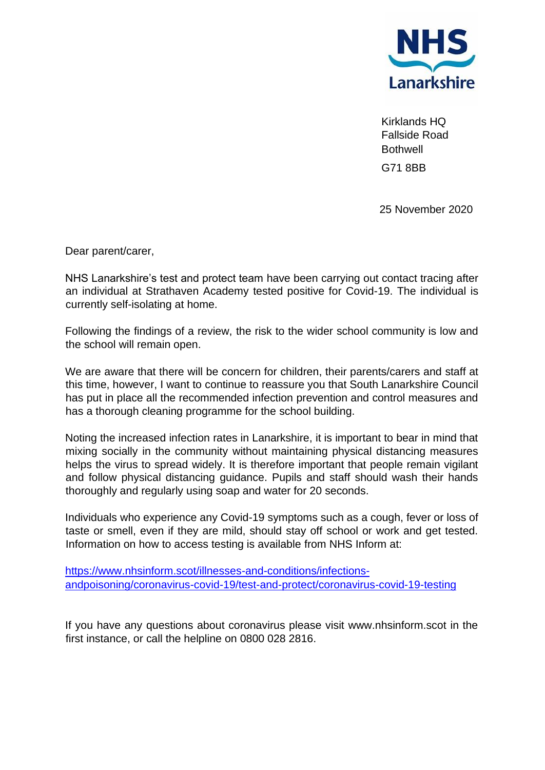NHS Lanarkshire

Kirklands HQ
Fallside Road
Bothwell
G71 8BB

25 November 2020

Dear parent/carer,

NHS Lanarkshire's test and protect team have been carrying out contact tracing after an individual at Strathaven Academy tested positive for Covid-19. The individual is currently self-isolating at home.

Following the findings of a review, the risk to the wider school community is low and the school will remain open.

We are aware that there will be concern for children, their parents/carers and staff at this time, however, I want to continue to reassure you that South Lanarkshire Council has put in place all the recommended infection prevention and control measures and has a thorough cleaning programme for the school building.

Noting the increased infection rates in Lanarkshire, it is important to bear in mind that mixing socially in the community without maintaining physical distancing measures helps the virus to spread widely. It is therefore important that people remain vigilant and follow physical distancing guidance. Pupils and staff should wash their hands thoroughly and regularly using soap and water for 20 seconds.

Individuals who experience any Covid-19 symptoms such as a cough, fever or loss of taste or smell, even if they are mild, should stay off school or work and get tested. Information on how to access testing is available from NHS Inform at:

https://www.nhsinform.scot/illnesses-and-conditions/infections-andpoisoning/coronavirus-covid-19/test-and-protect/coronavirus-covid-19-testing

If you have any questions about coronavirus please visit www.nhsinform.scot in the first instance, or call the helpline on 0800 028 2816.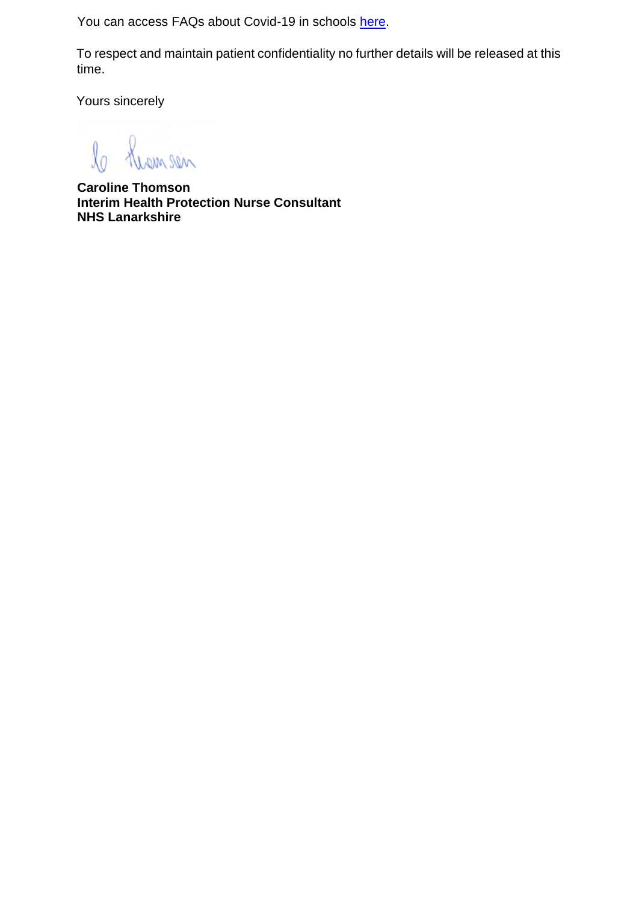You can access FAQs about Covid-19 in schools here.

To respect and maintain patient confidentiality no further details will be released at this time.

Yours sincerely

**Caroline Thomson**
**Interim Health Protection Nurse Consultant**
**NHS Lanarkshire**